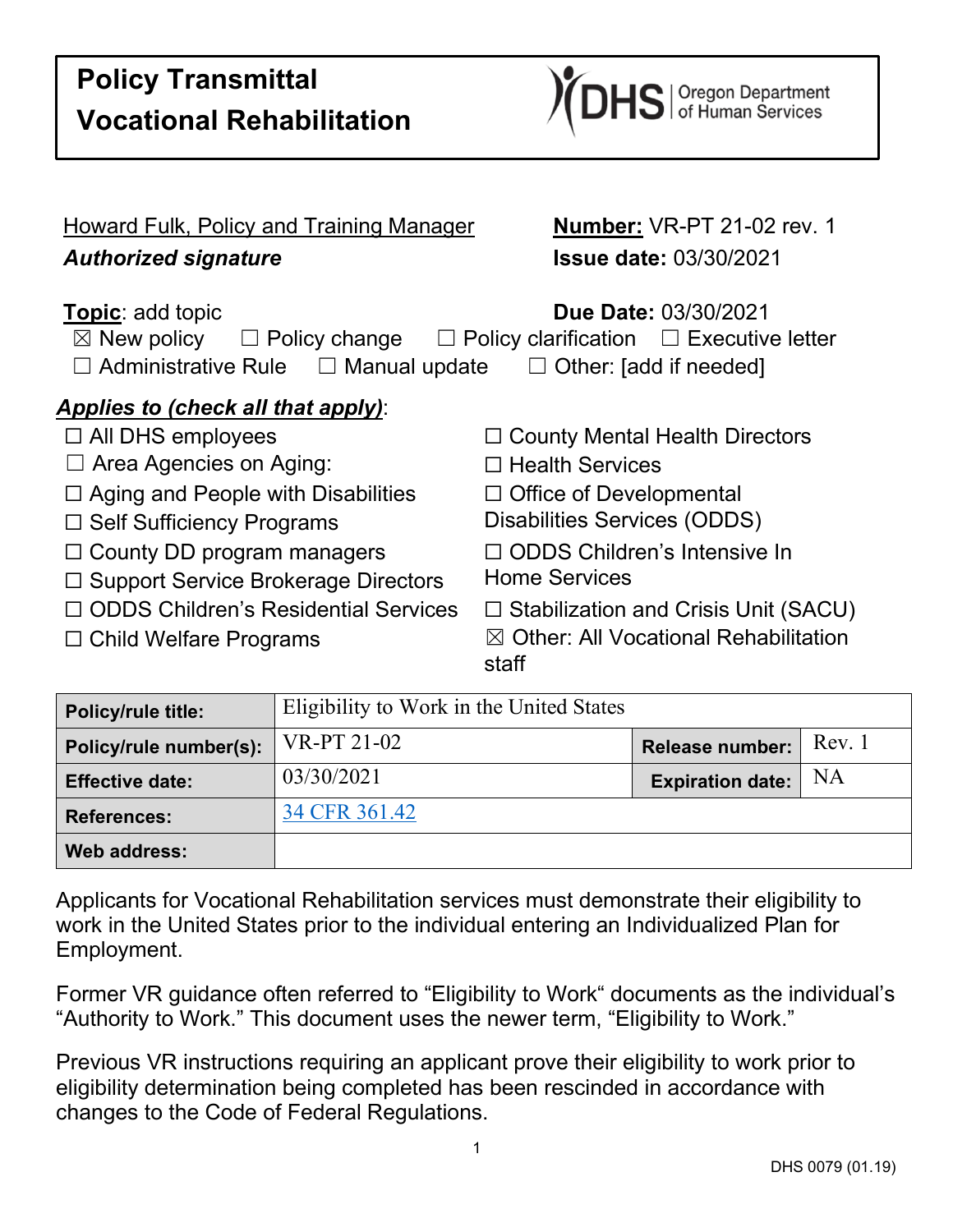# Policy Transmittal
# Vocational Rehabilitation

DHS | Oregon Department of Human Services

Howard Fulk, Policy and Training Manager
***Authorized signature***

**Number:** VR-PT 21-02 rev. 1
**Issue date:** 03/30/2021

**Topic**: add topic

**Due Date:** 03/30/2021

☒ New policy ☐ Policy change ☐ Policy clarification ☐ Executive letter
☐ Administrative Rule ☐ Manual update ☐ Other: [add if needed]

***Applies to (check all that apply)***:

☐ All DHS employees
☐ Area Agencies on Aging:
☐ Aging and People with Disabilities
☐ Self Sufficiency Programs
☐ County DD program managers
☐ Support Service Brokerage Directors
☐ ODDS Children's Residential Services
☐ Child Welfare Programs
☐ County Mental Health Directors
☐ Health Services
☐ Office of Developmental Disabilities Services (ODDS)
☐ ODDS Children's Intensive In Home Services
☐ Stabilization and Crisis Unit (SACU)
☒ Other: All Vocational Rehabilitation staff

| **Policy/rule title:** | Eligibility to Work in the United States | | |
|---|---|---|---|
| **Policy/rule number(s):** | VR-PT 21-02 | **Release number:** | Rev. 1 |
| **Effective date:** | 03/30/2021 | **Expiration date:** | NA |
| **References:** | 34 CFR 361.42 | | |
| **Web address:** | | | |

Applicants for Vocational Rehabilitation services must demonstrate their eligibility to work in the United States prior to the individual entering an Individualized Plan for Employment.

Former VR guidance often referred to "Eligibility to Work" documents as the individual's "Authority to Work." This document uses the newer term, "Eligibility to Work."

Previous VR instructions requiring an applicant prove their eligibility to work prior to eligibility determination being completed has been rescinded in accordance with changes to the Code of Federal Regulations.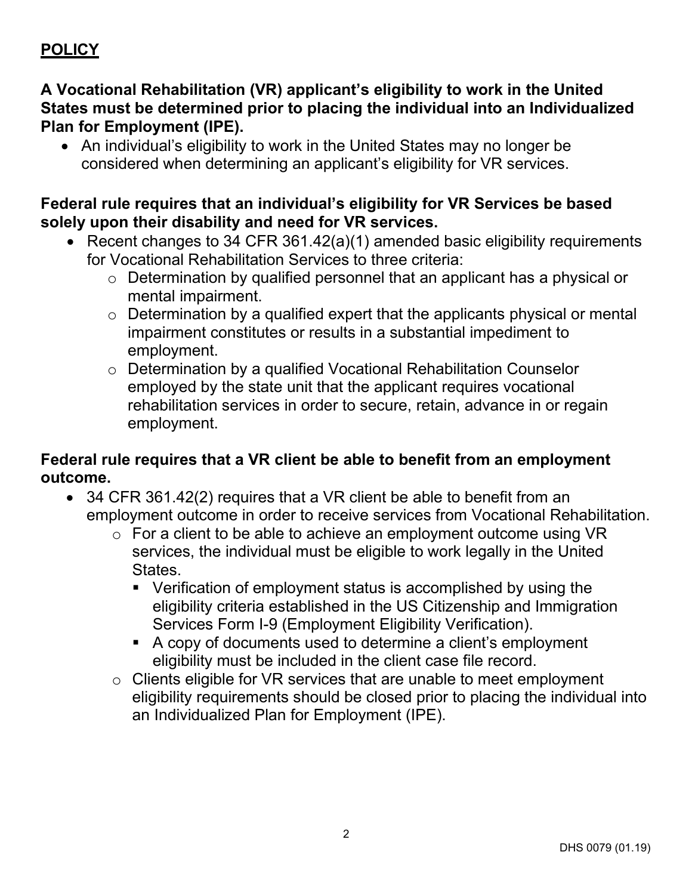## **POLICY**

**A Vocational Rehabilitation (VR) applicant's eligibility to work in the United States must be determined prior to placing the individual into an Individualized Plan for Employment (IPE).**

- An individual's eligibility to work in the United States may no longer be considered when determining an applicant's eligibility for VR services.

**Federal rule requires that an individual's eligibility for VR Services be based solely upon their disability and need for VR services.**

- Recent changes to 34 CFR 361.42(a)(1) amended basic eligibility requirements for Vocational Rehabilitation Services to three criteria:
  - Determination by qualified personnel that an applicant has a physical or mental impairment.
  - Determination by a qualified expert that the applicants physical or mental impairment constitutes or results in a substantial impediment to employment.
  - Determination by a qualified Vocational Rehabilitation Counselor employed by the state unit that the applicant requires vocational rehabilitation services in order to secure, retain, advance in or regain employment.

**Federal rule requires that a VR client be able to benefit from an employment outcome.**

- 34 CFR 361.42(2) requires that a VR client be able to benefit from an employment outcome in order to receive services from Vocational Rehabilitation.
  - For a client to be able to achieve an employment outcome using VR services, the individual must be eligible to work legally in the United States.
    - Verification of employment status is accomplished by using the eligibility criteria established in the US Citizenship and Immigration Services Form I-9 (Employment Eligibility Verification).
    - A copy of documents used to determine a client's employment eligibility must be included in the client case file record.
  - Clients eligible for VR services that are unable to meet employment eligibility requirements should be closed prior to placing the individual into an Individualized Plan for Employment (IPE).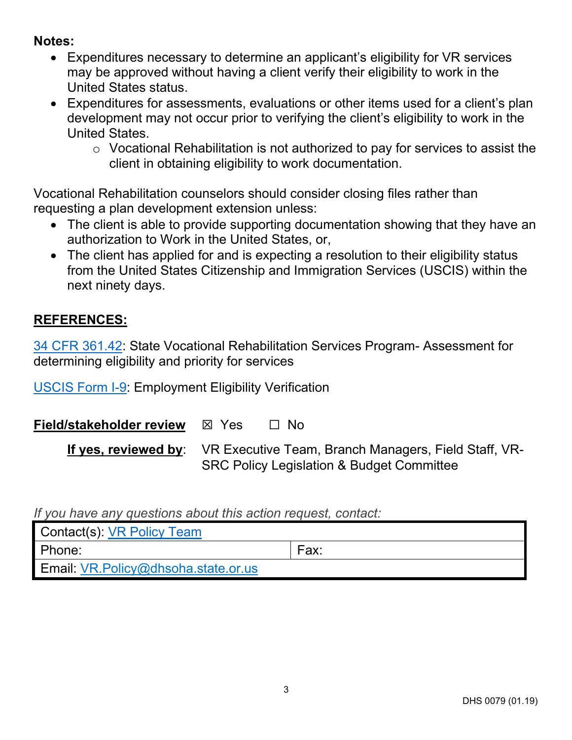**Notes:**

- Expenditures necessary to determine an applicant's eligibility for VR services may be approved without having a client verify their eligibility to work in the United States status.
- Expenditures for assessments, evaluations or other items used for a client's plan development may not occur prior to verifying the client's eligibility to work in the United States.
  - Vocational Rehabilitation is not authorized to pay for services to assist the client in obtaining eligibility to work documentation.

Vocational Rehabilitation counselors should consider closing files rather than requesting a plan development extension unless:

- The client is able to provide supporting documentation showing that they have an authorization to Work in the United States, or,
- The client has applied for and is expecting a resolution to their eligibility status from the United States Citizenship and Immigration Services (USCIS) within the next ninety days.

## REFERENCES:

34 CFR 361.42: State Vocational Rehabilitation Services Program- Assessment for determining eligibility and priority for services

USCIS Form I-9: Employment Eligibility Verification

**Field/stakeholder review** ☒ Yes ☐ No

**If yes, reviewed by**: VR Executive Team, Branch Managers, Field Staff, VR-SRC Policy Legislation & Budget Committee

*If you have any questions about this action request, contact:*

| | |
|---|---|
| Contact(s): VR Policy Team | |
| Phone: | Fax: |
| Email: VR.Policy@dhsoha.state.or.us | |

DHS 0079 (01.19)